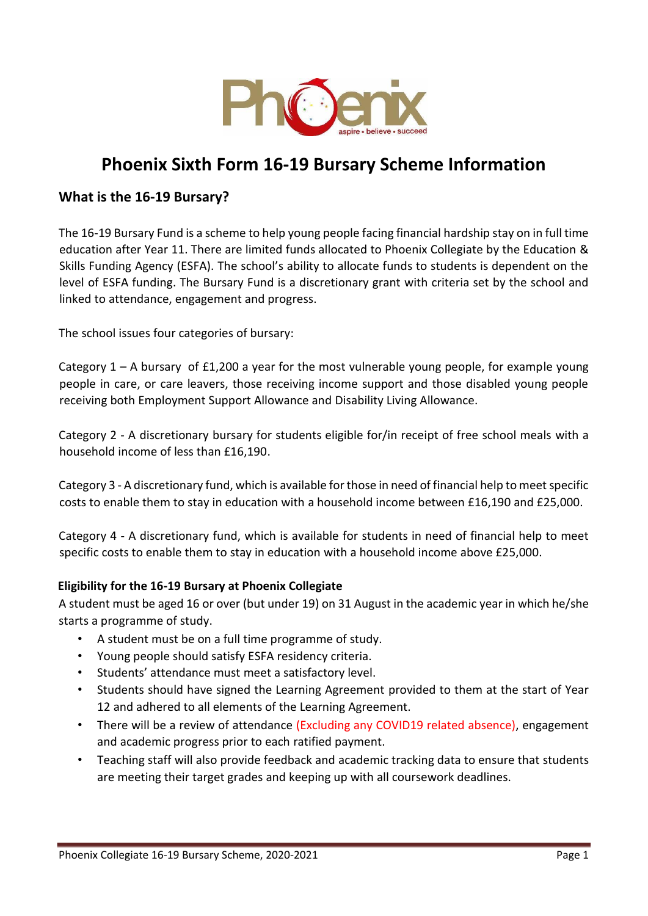# Phoenix Sixth Form 16-19 Bursary Scheme Information

## What is the 16-19 Bursary?

The 16-19 Bursary Fund is a scheme to help young people facing financial hardship stay on in full time education after Year 11. There are limited funds allocated to Phoenix Collegiate by the Education & Skills Funding Agency (ESFA). The school's ability to allocate funds to students is dependent on the level of ESFA funding. The Bursary Fund is a discretionary grant with criteria set by the school and linked to attendance, engagement and progress.

The school issues four categories of bursary:

Category 1 – A bursary of £1,200 a year for the most vulnerable young people, for example young people in care, or care leavers, those receiving income support and those disabled young people receiving both Employment Support Allowance and Disability Living Allowance.

Category 2 - A discretionary bursary for students eligible for/in receipt of free school meals with a household income of less than £16,190.

Category 3 - A discretionary fund, which is available for those in need of financial help to meet specific costs to enable them to stay in education with a household income between £16,190 and £25,000.

Category 4 - A discretionary fund, which is available for students in need of financial help to meet specific costs to enable them to stay in education with a household income above £25,000.

### Eligibility for the 16-19 Bursary at Phoenix Collegiate

A student must be aged 16 or over (but under 19) on 31 August in the academic year in which he/she starts a programme of study.

- A student must be on a full time programme of study.
- Young people should satisfy ESFA residency criteria.
- Students' attendance must meet a satisfactory level.
- Students should have signed the Learning Agreement provided to them at the start of Year 12 and adhered to all elements of the Learning Agreement.
- There will be a review of attendance (Excluding any COVID19 related absence), engagement and academic progress prior to each ratified payment.
- Teaching staff will also provide feedback and academic tracking data to ensure that students are meeting their target grades and keeping up with all coursework deadlines.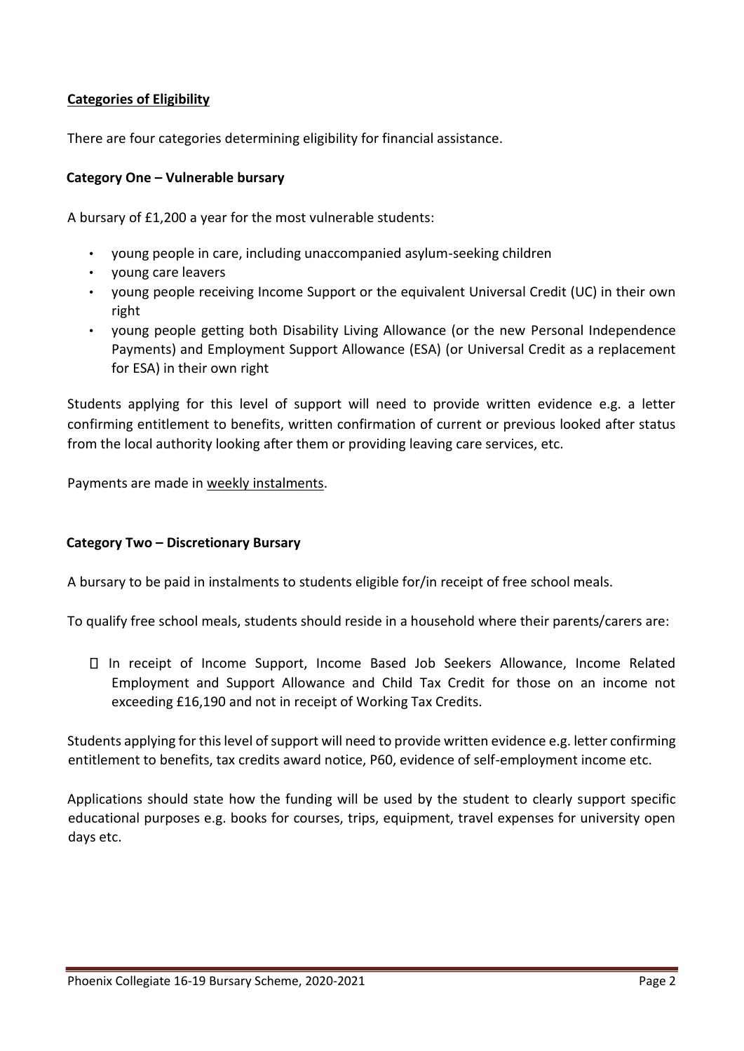**Categories of Eligibility**

There are four categories determining eligibility for financial assistance.

**Category One – Vulnerable bursary**

A bursary of £1,200 a year for the most vulnerable students:

- young people in care, including unaccompanied asylum-seeking children
- young care leavers
- young people receiving Income Support or the equivalent Universal Credit (UC) in their own right
- young people getting both Disability Living Allowance (or the new Personal Independence Payments) and Employment Support Allowance (ESA) (or Universal Credit as a replacement for ESA) in their own right

Students applying for this level of support will need to provide written evidence e.g. a letter confirming entitlement to benefits, written confirmation of current or previous looked after status from the local authority looking after them or providing leaving care services, etc.

Payments are made in weekly instalments.

**Category Two – Discretionary Bursary**

A bursary to be paid in instalments to students eligible for/in receipt of free school meals.

To qualify free school meals, students should reside in a household where their parents/carers are:

- In receipt of Income Support, Income Based Job Seekers Allowance, Income Related Employment and Support Allowance and Child Tax Credit for those on an income not exceeding £16,190 and not in receipt of Working Tax Credits.

Students applying for this level of support will need to provide written evidence e.g. letter confirming entitlement to benefits, tax credits award notice, P60, evidence of self-employment income etc.

Applications should state how the funding will be used by the student to clearly support specific educational purposes e.g. books for courses, trips, equipment, travel expenses for university open days etc.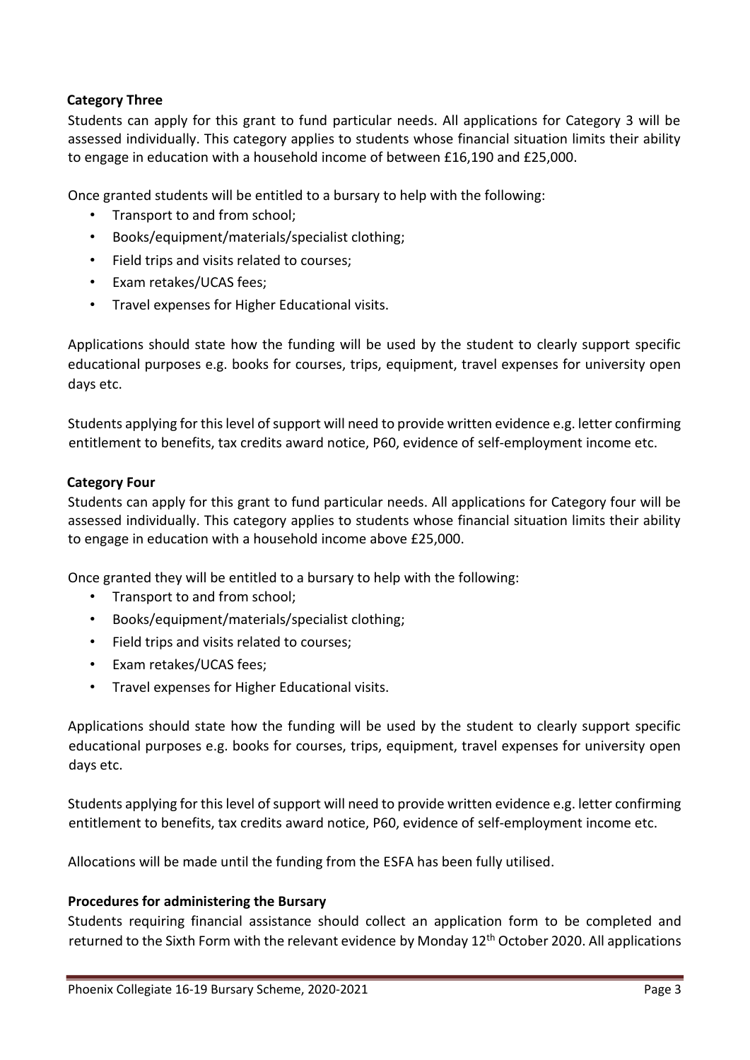**Category Three**

Students can apply for this grant to fund particular needs. All applications for Category 3 will be assessed individually. This category applies to students whose financial situation limits their ability to engage in education with a household income of between £16,190 and £25,000.

Once granted students will be entitled to a bursary to help with the following:

- Transport to and from school;
- Books/equipment/materials/specialist clothing;
- Field trips and visits related to courses;
- Exam retakes/UCAS fees;
- Travel expenses for Higher Educational visits.

Applications should state how the funding will be used by the student to clearly support specific educational purposes e.g. books for courses, trips, equipment, travel expenses for university open days etc.

Students applying for this level of support will need to provide written evidence e.g. letter confirming entitlement to benefits, tax credits award notice, P60, evidence of self-employment income etc.

**Category Four**

Students can apply for this grant to fund particular needs. All applications for Category four will be assessed individually. This category applies to students whose financial situation limits their ability to engage in education with a household income above £25,000.

Once granted they will be entitled to a bursary to help with the following:

- Transport to and from school;
- Books/equipment/materials/specialist clothing;
- Field trips and visits related to courses;
- Exam retakes/UCAS fees;
- Travel expenses for Higher Educational visits.

Applications should state how the funding will be used by the student to clearly support specific educational purposes e.g. books for courses, trips, equipment, travel expenses for university open days etc.

Students applying for this level of support will need to provide written evidence e.g. letter confirming entitlement to benefits, tax credits award notice, P60, evidence of self-employment income etc.

Allocations will be made until the funding from the ESFA has been fully utilised.

**Procedures for administering the Bursary**

Students requiring financial assistance should collect an application form to be completed and returned to the Sixth Form with the relevant evidence by Monday 12th October 2020. All applications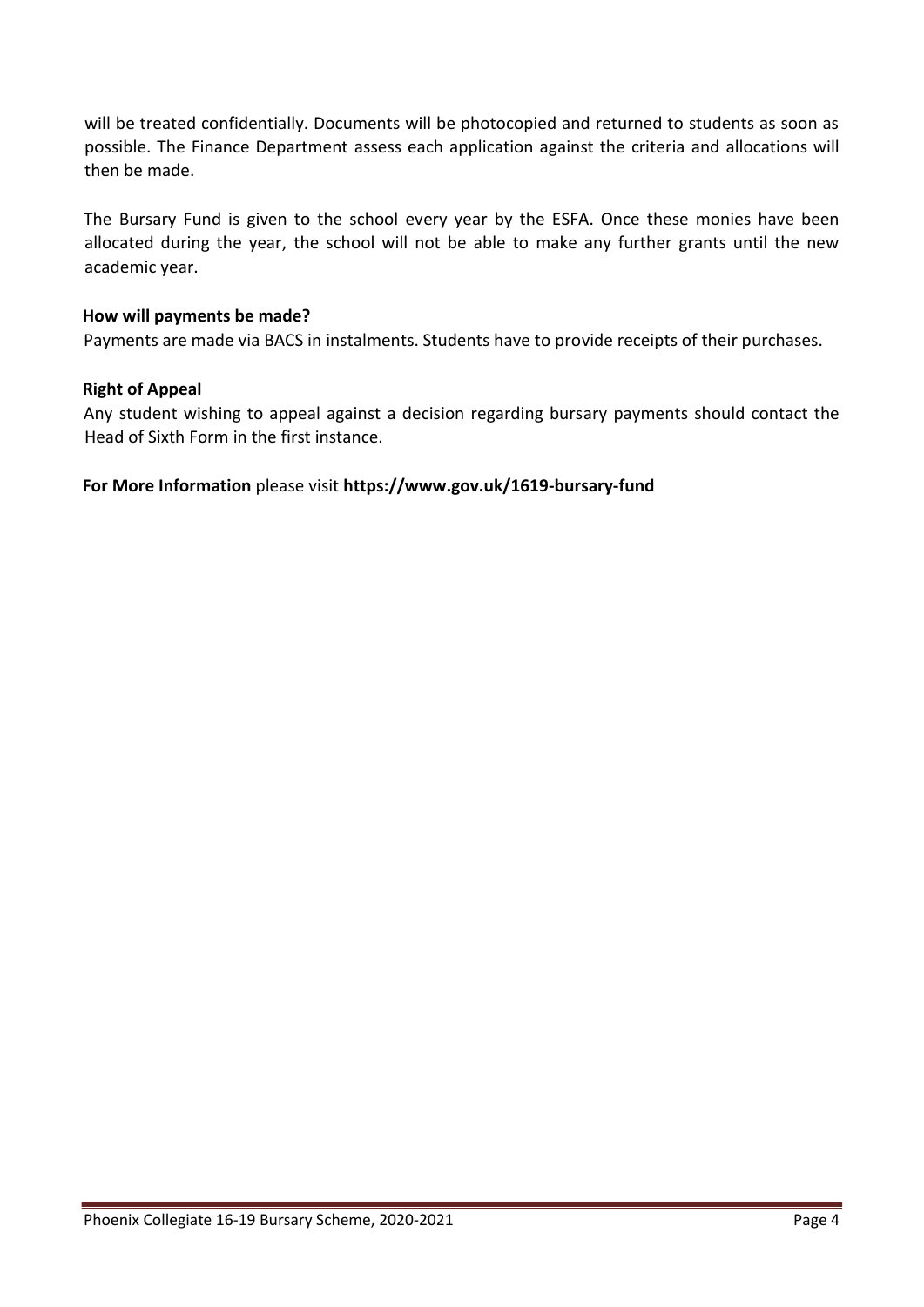will be treated confidentially. Documents will be photocopied and returned to students as soon as possible. The Finance Department assess each application against the criteria and allocations will then be made.

The Bursary Fund is given to the school every year by the ESFA. Once these monies have been allocated during the year, the school will not be able to make any further grants until the new academic year.

**How will payments be made?**

Payments are made via BACS in instalments. Students have to provide receipts of their purchases.

**Right of Appeal**

Any student wishing to appeal against a decision regarding bursary payments should contact the Head of Sixth Form in the first instance.

**For More Information** please visit **https://www.gov.uk/1619-bursary-fund**